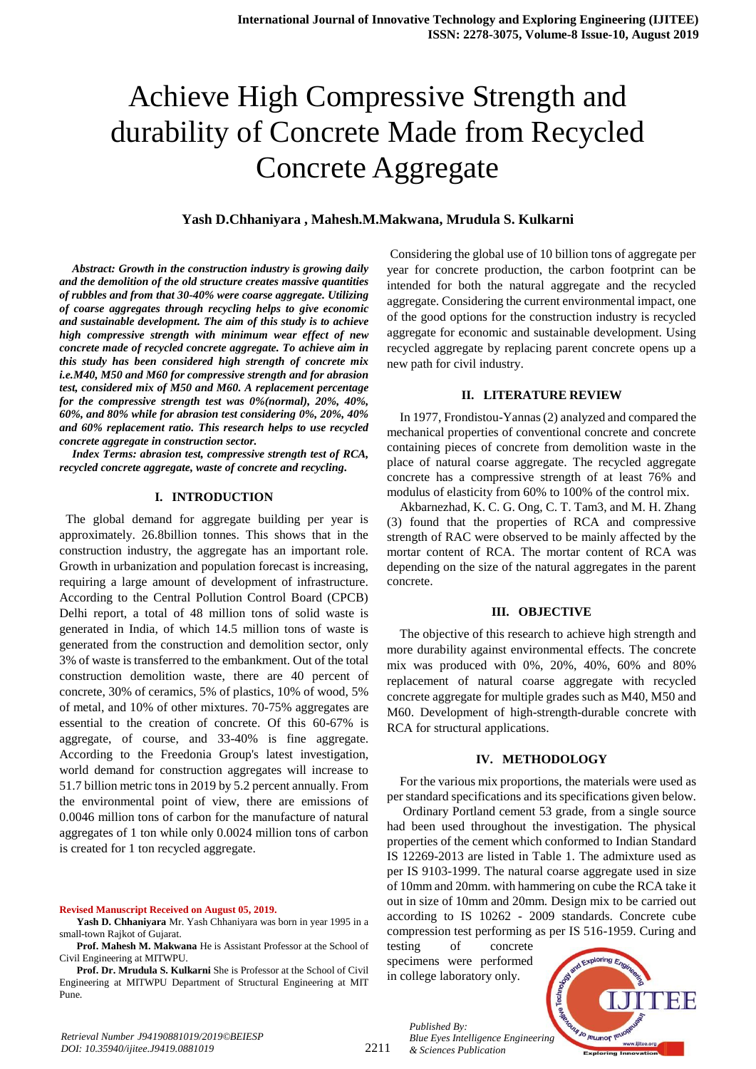# Achieve High Compressive Strength and durability of Concrete Made from Recycled Concrete Aggregate

**Yash D.Chhaniyara , Mahesh.M.Makwana, Mrudula S. Kulkarni**

***Abstract: Growth in the construction industry is growing daily and the demolition of the old structure creates massive quantities of rubbles and from that 30-40% were coarse aggregate. Utilizing of coarse aggregates through recycling helps to give economic and sustainable development. The aim of this study is to achieve high compressive strength with minimum wear effect of new concrete made of recycled concrete aggregate. To achieve aim in this study has been considered high strength of concrete mix i.e.M40, M50 and M60 for compressive strength and for abrasion test, considered mix of M50 and M60. A replacement percentage for the compressive strength test was 0%(normal), 20%, 40%, 60%, and 80% while for abrasion test considering 0%, 20%, 40% and 60% replacement ratio. This research helps to use recycled concrete aggregate in construction sector.***

***Index Terms: abrasion test, compressive strength test of RCA, recycled concrete aggregate, waste of concrete and recycling.***

## I. INTRODUCTION

The global demand for aggregate building per year is approximately. 26.8billion tonnes. This shows that in the construction industry, the aggregate has an important role. Growth in urbanization and population forecast is increasing, requiring a large amount of development of infrastructure. According to the Central Pollution Control Board (CPCB) Delhi report, a total of 48 million tons of solid waste is generated in India, of which 14.5 million tons of waste is generated from the construction and demolition sector, only 3% of waste is transferred to the embankment. Out of the total construction demolition waste, there are 40 percent of concrete, 30% of ceramics, 5% of plastics, 10% of wood, 5% of metal, and 10% of other mixtures. 70-75% aggregates are essential to the creation of concrete. Of this 60-67% is aggregate, of course, and 33-40% is fine aggregate. According to the Freedonia Group's latest investigation, world demand for construction aggregates will increase to 51.7 billion metric tons in 2019 by 5.2 percent annually. From the environmental point of view, there are emissions of 0.0046 million tons of carbon for the manufacture of natural aggregates of 1 ton while only 0.0024 million tons of carbon is created for 1 ton recycled aggregate.

Considering the global use of 10 billion tons of aggregate per year for concrete production, the carbon footprint can be intended for both the natural aggregate and the recycled aggregate. Considering the current environmental impact, one of the good options for the construction industry is recycled aggregate for economic and sustainable development. Using recycled aggregate by replacing parent concrete opens up a new path for civil industry.

## II. LITERATURE REVIEW

In 1977, Frondistou-Yannas (2) analyzed and compared the mechanical properties of conventional concrete and concrete containing pieces of concrete from demolition waste in the place of natural coarse aggregate. The recycled aggregate concrete has a compressive strength of at least 76% and modulus of elasticity from 60% to 100% of the control mix.

Akbarnezhad, K. C. G. Ong, C. T. Tam3, and M. H. Zhang (3) found that the properties of RCA and compressive strength of RAC were observed to be mainly affected by the mortar content of RCA. The mortar content of RCA was depending on the size of the natural aggregates in the parent concrete.

## III. OBJECTIVE

The objective of this research to achieve high strength and more durability against environmental effects. The concrete mix was produced with 0%, 20%, 40%, 60% and 80% replacement of natural coarse aggregate with recycled concrete aggregate for multiple grades such as M40, M50 and M60. Development of high-strength-durable concrete with RCA for structural applications.

## IV. METHODOLOGY

For the various mix proportions, the materials were used as per standard specifications and its specifications given below.

Ordinary Portland cement 53 grade, from a single source had been used throughout the investigation. The physical properties of the cement which conformed to Indian Standard IS 12269-2013 are listed in Table 1. The admixture used as per IS 9103-1999. The natural coarse aggregate used in size of 10mm and 20mm. with hammering on cube the RCA take it out in size of 10mm and 20mm. Design mix to be carried out according to IS 10262 - 2009 standards. Concrete cube compression test performing as per IS 516-1959. Curing and testing of concrete specimens were performed in college laboratory only.

**Revised Manuscript Received on August 05, 2019.**

**Yash D. Chhaniyara** Mr. Yash Chhaniyara was born in year 1995 in a small-town Rajkot of Gujarat.

**Prof. Mahesh M. Makwana** He is Assistant Professor at the School of Civil Engineering at MITWPU.

**Prof. Dr. Mrudula S. Kulkarni** She is Professor at the School of Civil Engineering at MITWPU Department of Structural Engineering at MIT Pune.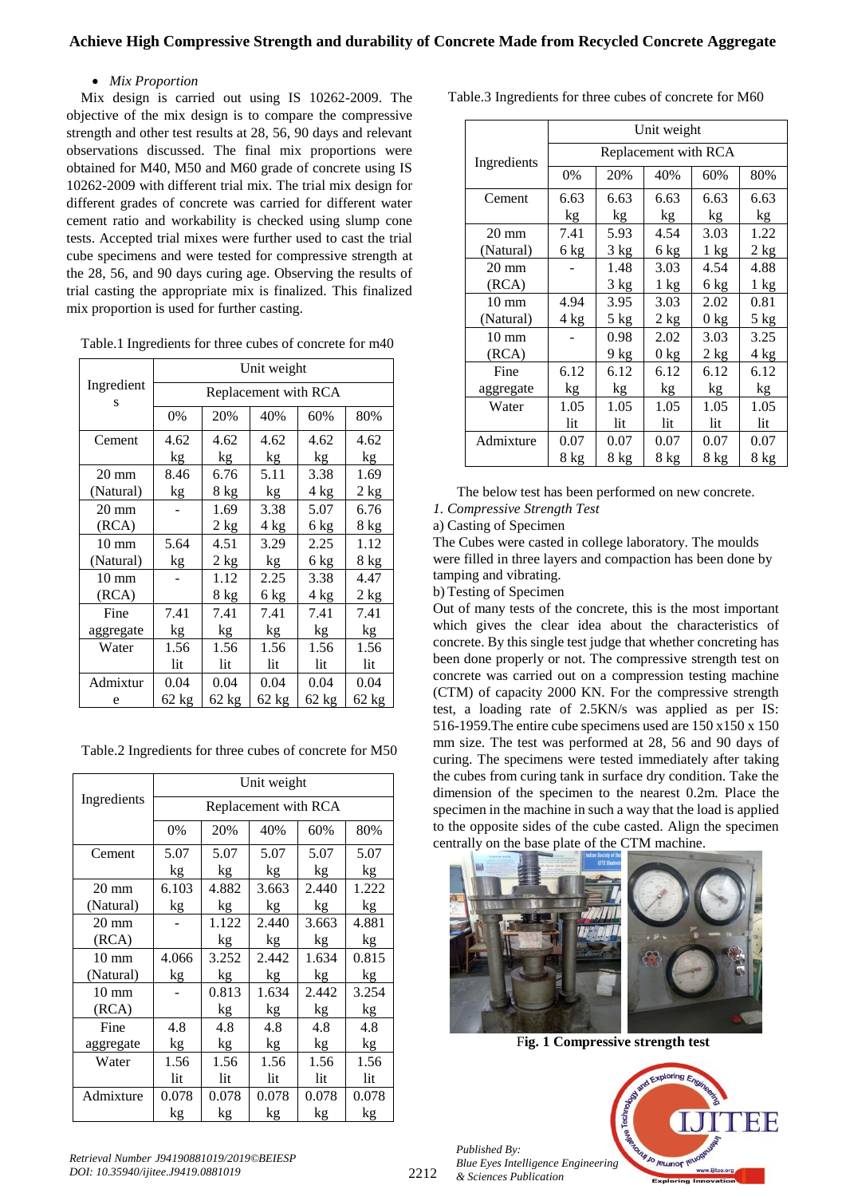- *Mix Proportion*

Mix design is carried out using IS 10262-2009. The objective of the mix design is to compare the compressive strength and other test results at 28, 56, 90 days and relevant observations discussed. The final mix proportions were obtained for M40, M50 and M60 grade of concrete using IS 10262-2009 with different trial mix. The trial mix design for different grades of concrete was carried for different water cement ratio and workability is checked using slump cone tests. Accepted trial mixes were further used to cast the trial cube specimens and were tested for compressive strength at the 28, 56, and 90 days curing age. Observing the results of trial casting the appropriate mix is finalized. This finalized mix proportion is used for further casting.

Table.1 Ingredients for three cubes of concrete for m40

| Ingredients | Unit weight | | | | |
|---|---|---|---|---|---|
| | Replacement with RCA | | | | |
| | 0% | 20% | 40% | 60% | 80% |
| Cement | 4.62 kg | 4.62 kg | 4.62 kg | 4.62 kg | 4.62 kg |
| 20 mm (Natural) | 8.46 kg | 6.768 kg | 5.114 kg | 3.384 kg | 1.692 kg |
| 20 mm (RCA) | - | 1.692 kg | 3.384 kg | 5.076 kg | 6.768 kg |
| 10 mm (Natural) | 5.64 kg | 4.512 kg | 3.296 kg | 2.258 kg | 1.128 kg |
| 10 mm (RCA) | - | 1.128 kg | 2.256 kg | 3.384 kg | 4.472 kg |
| Fine aggregate | 7.41 kg | 7.41 kg | 7.41 kg | 7.41 kg | 7.41 kg |
| Water | 1.56 lit | 1.56 lit | 1.56 lit | 1.56 lit | 1.56 lit |
| Admixture | 0.0462 kg | 0.0462 kg | 0.0462 kg | 0.0462 kg | 0.0462 kg |

Table.2 Ingredients for three cubes of concrete for M50

| Ingredients | Unit weight | | | | |
|---|---|---|---|---|---|
| | Replacement with RCA | | | | |
| | 0% | 20% | 40% | 60% | 80% |
| Cement | 5.07 kg | 5.07 kg | 5.07 kg | 5.07 kg | 5.07 kg |
| 20 mm (Natural) | 6.103 kg | 4.882 kg | 3.663 kg | 2.440 kg | 1.222 kg |
| 20 mm (RCA) | - | 1.122 kg | 2.440 kg | 3.663 kg | 4.881 kg |
| 10 mm (Natural) | 4.066 kg | 3.252 kg | 2.442 kg | 1.634 kg | 0.815 kg |
| 10 mm (RCA) | - | 0.813 kg | 1.634 kg | 2.442 kg | 3.254 kg |
| Fine aggregate | 4.8 kg | 4.8 kg | 4.8 kg | 4.8 kg | 4.8 kg |
| Water | 1.56 lit | 1.56 lit | 1.56 lit | 1.56 lit | 1.56 lit |
| Admixture | 0.078 kg | 0.078 kg | 0.078 kg | 0.078 kg | 0.078 kg |

Table.3 Ingredients for three cubes of concrete for M60

| Ingredients | Unit weight | | | | |
|---|---|---|---|---|---|
| | Replacement with RCA | | | | |
| | 0% | 20% | 40% | 60% | 80% |
| Cement | 6.63 kg | 6.63 kg | 6.63 kg | 6.63 kg | 6.63 kg |
| 20 mm (Natural) | 7.416 kg | 5.933 kg | 4.546 kg | 3.031 kg | 1.222 kg |
| 20 mm (RCA) | - | 1.483 kg | 3.031 kg | 4.546 kg | 4.881 kg |
| 10 mm (Natural) | 4.944 kg | 3.955 kg | 3.032 kg | 2.020 kg | 0.815 kg |
| 10 mm (RCA) | - | 0.989 kg | 2.020 kg | 3.032 kg | 3.254 kg |
| Fine aggregate | 6.12 kg | 6.12 kg | 6.12 kg | 6.12 kg | 6.12 kg |
| Water | 1.05 lit | 1.05 lit | 1.05 lit | 1.05 lit | 1.05 lit |
| Admixture | 0.078 kg | 0.078 kg | 0.078 kg | 0.078 kg | 0.078 kg |

The below test has been performed on new concrete.

*1. Compressive Strength Test*

a) Casting of Specimen

The Cubes were casted in college laboratory. The moulds were filled in three layers and compaction has been done by tamping and vibrating.

b) Testing of Specimen

Out of many tests of the concrete, this is the most important which gives the clear idea about the characteristics of concrete. By this single test judge that whether concreting has been done properly or not. The compressive strength test on concrete was carried out on a compression testing machine (CTM) of capacity 2000 KN. For the compressive strength test, a loading rate of 2.5KN/s was applied as per IS: 516-1959.The entire cube specimens used are 150 x150 x 150 mm size. The test was performed at 28, 56 and 90 days of curing. The specimens were tested immediately after taking the cubes from curing tank in surface dry condition. Take the dimension of the specimen to the nearest 0.2m. Place the specimen in the machine in such a way that the load is applied to the opposite sides of the cube casted. Align the specimen centrally on the base plate of the CTM machine.

**Fig. 1 Compressive strength test**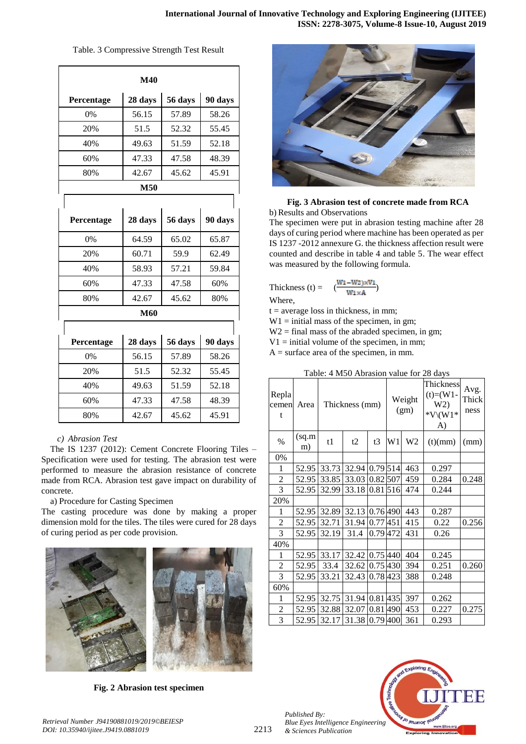Table. 3 Compressive Strength Test Result

| M40 | | | |
|---|---|---|---|
| Percentage | 28 days | 56 days | 90 days |
| 0% | 56.15 | 57.89 | 58.26 |
| 20% | 51.5 | 52.32 | 55.45 |
| 40% | 49.63 | 51.59 | 52.18 |
| 60% | 47.33 | 47.58 | 48.39 |
| 80% | 42.67 | 45.62 | 45.91 |
| **M50** | | | |
| Percentage | 28 days | 56 days | 90 days |
| 0% | 64.59 | 65.02 | 65.87 |
| 20% | 60.71 | 59.9 | 62.49 |
| 40% | 58.93 | 57.21 | 59.84 |
| 60% | 47.33 | 47.58 | 60% |
| 80% | 42.67 | 45.62 | 80% |
| **M60** | | | |
| Percentage | 28 days | 56 days | 90 days |
| 0% | 56.15 | 57.89 | 58.26 |
| 20% | 51.5 | 52.32 | 55.45 |
| 40% | 49.63 | 51.59 | 52.18 |
| 60% | 47.33 | 47.58 | 48.39 |
| 80% | 42.67 | 45.62 | 45.91 |

*c) Abrasion Test*

The IS 1237 (2012): Cement Concrete Flooring Tiles – Specification were used for testing. The abrasion test were performed to measure the abrasion resistance of concrete made from RCA. Abrasion test gave impact on durability of concrete.

a) Procedure for Casting Specimen

The casting procedure was done by making a proper dimension mold for the tiles. The tiles were cured for 28 days of curing period as per code provision.

**Fig. 2 Abrasion test specimen**

**Fig. 3 Abrasion test of concrete made from RCA**

b) Results and Observations

The specimen were put in abrasion testing machine after 28 days of curing period where machine has been operated as per IS 1237 -2012 annexure G. the thickness affection result were counted and describe in table 4 and table 5. The wear effect was measured by the following formula.

$$\text{Thickness (t)} = \left(\frac{(W1-W2)\times V1}{W1\times A}\right)$$

Where,

t = average loss in thickness, in mm;

W1 = initial mass of the specimen, in gm;

W2 = final mass of the abraded specimen, in gm;

V1 = initial volume of the specimen, in mm;

A = surface area of the specimen, in mm.

Table: 4 M50 Abrasion value for 28 days

| Replacement | Area | Thickness (mm) | | | Weight (gm) | | Thickness (t)=(W1-W2) *V\(W1*A) | Avg. Thickness |
|---|---|---|---|---|---|---|---|---|
| % | (sq.mm) | t1 | t2 | t3 | W1 | W2 | (t)(mm) | (mm) |
| 0% | | | | | | | | |
| 1 | 52.95 | 33.73 | 32.94 | 0.79 | 514 | 463 | 0.297 | |
| 2 | 52.95 | 33.85 | 33.03 | 0.82 | 507 | 459 | 0.284 | 0.248 |
| 3 | 52.95 | 32.99 | 33.18 | 0.81 | 516 | 474 | 0.244 | |
| 20% | | | | | | | | |
| 1 | 52.95 | 32.89 | 32.13 | 0.76 | 490 | 443 | 0.287 | |
| 2 | 52.95 | 32.71 | 31.94 | 0.77 | 451 | 415 | 0.22 | 0.256 |
| 3 | 52.95 | 32.19 | 31.4 | 0.79 | 472 | 431 | 0.26 | |
| 40% | | | | | | | | |
| 1 | 52.95 | 33.17 | 32.42 | 0.75 | 440 | 404 | 0.245 | |
| 2 | 52.95 | 33.4 | 32.62 | 0.75 | 430 | 394 | 0.251 | 0.260 |
| 3 | 52.95 | 33.21 | 32.43 | 0.78 | 423 | 388 | 0.248 | |
| 60% | | | | | | | | |
| 1 | 52.95 | 32.75 | 31.94 | 0.81 | 435 | 397 | 0.262 | |
| 2 | 52.95 | 32.88 | 32.07 | 0.81 | 490 | 453 | 0.227 | 0.275 |
| 3 | 52.95 | 32.17 | 31.38 | 0.79 | 400 | 361 | 0.293 | |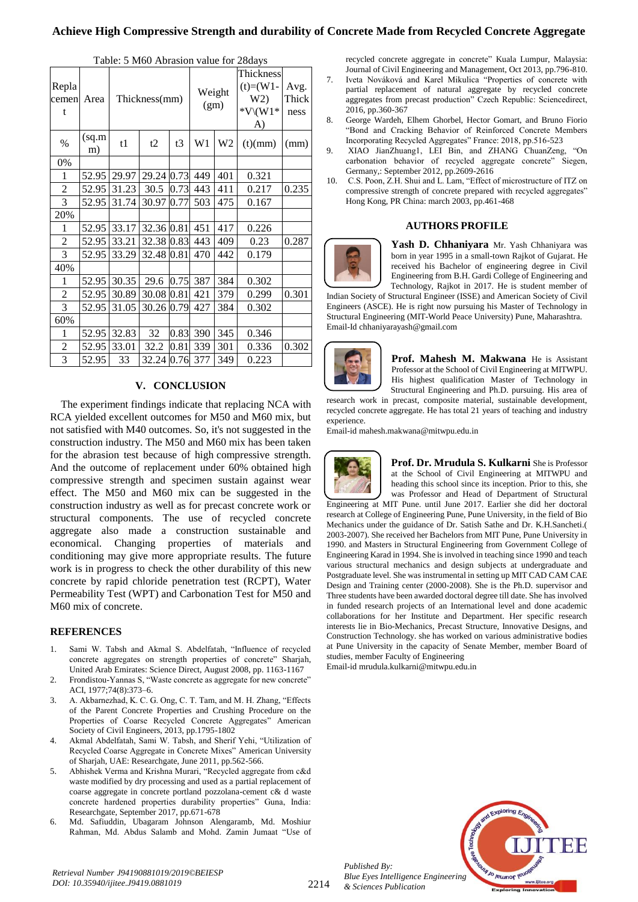Table: 5 M60 Abrasion value for 28days

| Replacement | Area | Thickness(mm) | | | Weight (gm) | | Thickness (t)=(W1-W2) *V\(W1*A) | Avg. Thickness |
|---|---|---|---|---|---|---|---|---|
| % | (sq.mm) | t1 | t2 | t3 | W1 | W2 | (t)(mm) | (mm) |
| 0% | | | | | | | | |
| 1 | 52.95 | 29.97 | 29.24 | 0.73 | 449 | 401 | 0.321 | |
| 2 | 52.95 | 31.23 | 30.5 | 0.73 | 443 | 411 | 0.217 | 0.235 |
| 3 | 52.95 | 31.74 | 30.97 | 0.77 | 503 | 475 | 0.167 | |
| 20% | | | | | | | | |
| 1 | 52.95 | 33.17 | 32.36 | 0.81 | 451 | 417 | 0.226 | |
| 2 | 52.95 | 33.21 | 32.38 | 0.83 | 443 | 409 | 0.23 | 0.287 |
| 3 | 52.95 | 33.29 | 32.48 | 0.81 | 470 | 442 | 0.179 | |
| 40% | | | | | | | | |
| 1 | 52.95 | 30.35 | 29.6 | 0.75 | 387 | 384 | 0.302 | |
| 2 | 52.95 | 30.89 | 30.08 | 0.81 | 421 | 379 | 0.299 | 0.301 |
| 3 | 52.95 | 31.05 | 30.26 | 0.79 | 427 | 384 | 0.302 | |
| 60% | | | | | | | | |
| 1 | 52.95 | 32.83 | 32 | 0.83 | 390 | 345 | 0.346 | |
| 2 | 52.95 | 33.01 | 32.2 | 0.81 | 339 | 301 | 0.336 | 0.302 |
| 3 | 52.95 | 33 | 32.24 | 0.76 | 377 | 349 | 0.223 | |

## V. CONCLUSION

The experiment findings indicate that replacing NCA with RCA yielded excellent outcomes for M50 and M60 mix, but not satisfied with M40 outcomes. So, it's not suggested in the construction industry. The M50 and M60 mix has been taken for the abrasion test because of high compressive strength. And the outcome of replacement under 60% obtained high compressive strength and specimen sustain against wear effect. The M50 and M60 mix can be suggested in the construction industry as well as for precast concrete work or structural components. The use of recycled concrete aggregate also made a construction sustainable and economical. Changing properties of materials and conditioning may give more appropriate results. The future work is in progress to check the other durability of this new concrete by rapid chloride penetration test (RCPT), Water Permeability Test (WPT) and Carbonation Test for M50 and M60 mix of concrete.

## REFERENCES

1. Sami W. Tabsh and Akmal S. Abdelfatah, "Influence of recycled concrete aggregates on strength properties of concrete" Sharjah, United Arab Emirates: Science Direct, August 2008, pp. 1163-1167
2. Frondistou-Yannas S, "Waste concrete as aggregate for new concrete" ACI, 1977;74(8):373–6.
3. A. Akbarnezhad, K. C. G. Ong, C. T. Tam, and M. H. Zhang, "Effects of the Parent Concrete Properties and Crushing Procedure on the Properties of Coarse Recycled Concrete Aggregates" American Society of Civil Engineers, 2013, pp.1795-1802
4. Akmal Abdelfatah, Sami W. Tabsh, and Sherif Yehi, "Utilization of Recycled Coarse Aggregate in Concrete Mixes" American University of Sharjah, UAE: Researchgate, June 2011, pp.562-566.
5. Abhishek Verma and Krishna Murari, "Recycled aggregate from c&d waste modified by dry processing and used as a partial replacement of coarse aggregate in concrete portland pozzolana-cement c& d waste concrete hardened properties durability properties" Guna, India: Researchgate, September 2017, pp.671-678
6. Md. Safiuddin, Ubagaram Johnson Alengaramb, Md. Moshiur Rahman, Md. Abdus Salamb and Mohd. Zamin Jumaat "Use of recycled concrete aggregate in concrete" Kuala Lumpur, Malaysia: Journal of Civil Engineering and Management, Oct 2013, pp.796-810.
7. Iveta Nováková and Karel Mikulica "Properties of concrete with partial replacement of natural aggregate by recycled concrete aggregates from precast production" Czech Republic: Sciencedirect, 2016, pp.360-367
8. George Wardeh, Elhem Ghorbel, Hector Gomart, and Bruno Fiorio "Bond and Cracking Behavior of Reinforced Concrete Members Incorporating Recycled Aggregates" France: 2018, pp.516-523
9. XIAO JianZhuang1, LEI Bin, and ZHANG ChuanZeng, "On carbonation behavior of recycled aggregate concrete" Siegen, Germany,: September 2012, pp.2609-2616
10. C.S. Poon, Z.H. Shui and L. Lam, "Effect of microstructure of ITZ on compressive strength of concrete prepared with recycled aggregates" Hong Kong, PR China: march 2003, pp.461-468

## AUTHORS PROFILE

**Yash D. Chhaniyara** Mr. Yash Chhaniyara was born in year 1995 in a small-town Rajkot of Gujarat. He received his Bachelor of engineering degree in Civil Engineering from B.H. Gardi College of Engineering and Technology, Rajkot in 2017. He is student member of Indian Society of Structural Engineer (ISSE) and American Society of Civil Engineers (ASCE). He is right now pursuing his Master of Technology in Structural Engineering (MIT-World Peace University) Pune, Maharashtra.
Email-Id chhaniyarayash@gmail.com

**Prof. Mahesh M. Makwana** He is Assistant Professor at the School of Civil Engineering at MITWPU. His highest qualification Master of Technology in Structural Engineering and Ph.D. pursuing. His area of research work in precast, composite material, sustainable development, recycled concrete aggregate. He has total 21 years of teaching and industry experience.
Email-id mahesh.makwana@mitwpu.edu.in

**Prof. Dr. Mrudula S. Kulkarni** She is Professor at the School of Civil Engineering at MITWPU and heading this school since its inception. Prior to this, she was Professor and Head of Department of Structural Engineering at MIT Pune. until June 2017. Earlier she did her doctoral research at College of Engineering Pune, Pune University, in the field of Bio Mechanics under the guidance of Dr. Satish Sathe and Dr. K.H.Sancheti.( 2003-2007). She received her Bachelors from MIT Pune, Pune University in 1990. and Masters in Structural Engineering from Government College of Engineering Karad in 1994. She is involved in teaching since 1990 and teach various structural mechanics and design subjects at undergraduate and Postgraduate level. She was instrumental in setting up MIT CAD CAM CAE Design and Training center (2000-2008). She is the Ph.D. supervisor and Three students have been awarded doctoral degree till date. She has involved in funded research projects of an International level and done academic collaborations for her Institute and Department. Her specific research interests lie in Bio-Mechanics, Precast Structure, Innovative Designs, and Construction Technology. she has worked on various administrative bodies at Pune University in the capacity of Senate Member, member Board of studies, member Faculty of Engineering
Email-id mrudula.kulkarni@mitwpu.edu.in